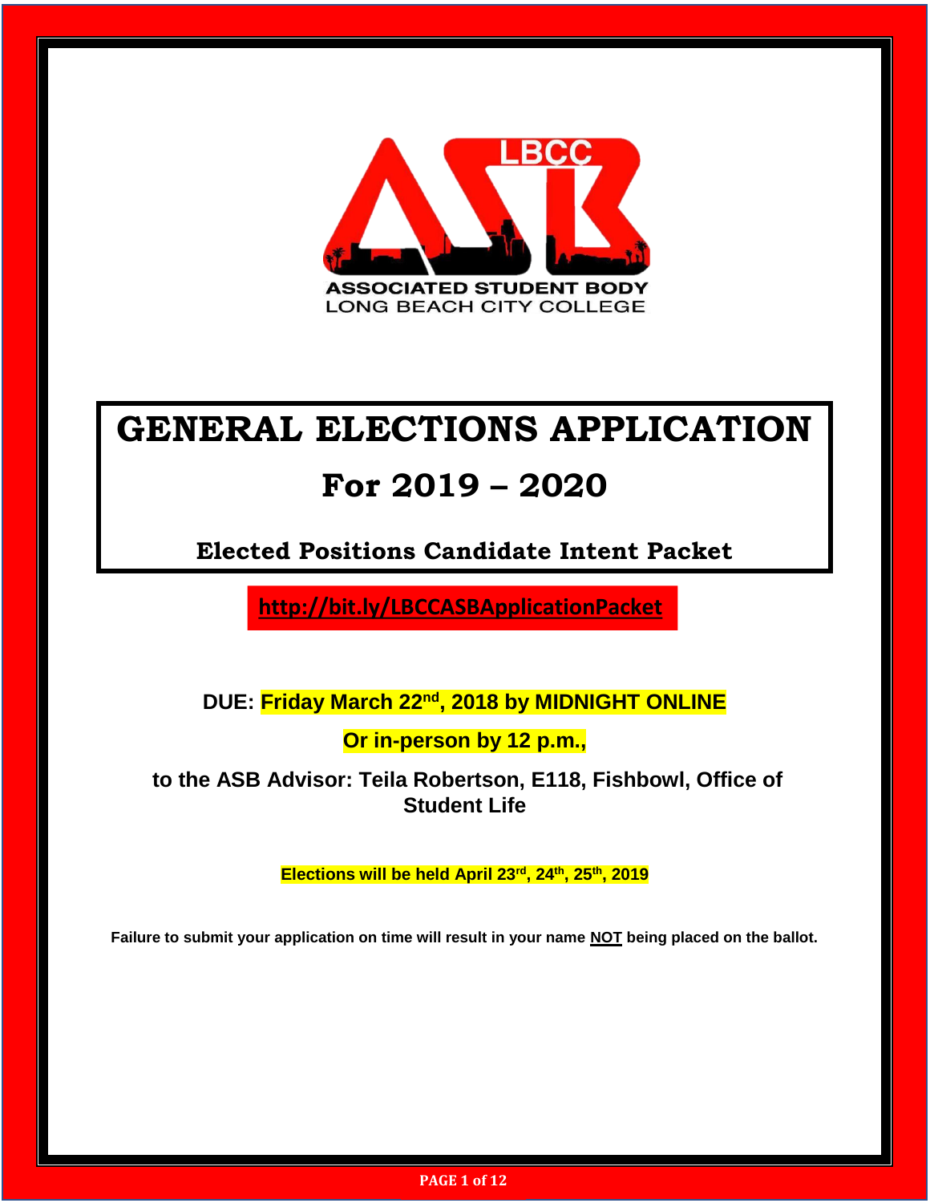LBCC ASB

ASSOCIATED STUDENT BODY
LONG BEACH CITY COLLEGE

# GENERAL ELECTIONS APPLICATION

# For 2019 – 2020

## Elected Positions Candidate Intent Packet

**http://bit.ly/LBCCASBApplicationPacket**

**DUE: Friday March 22nd, 2018 by MIDNIGHT ONLINE**

**Or in-person by 12 p.m.,**

**to the ASB Advisor: Teila Robertson, E118, Fishbowl, Office of Student Life**

**Elections will be held April 23rd, 24th, 25th, 2019**

**Failure to submit your application on time will result in your name NOT being placed on the ballot.**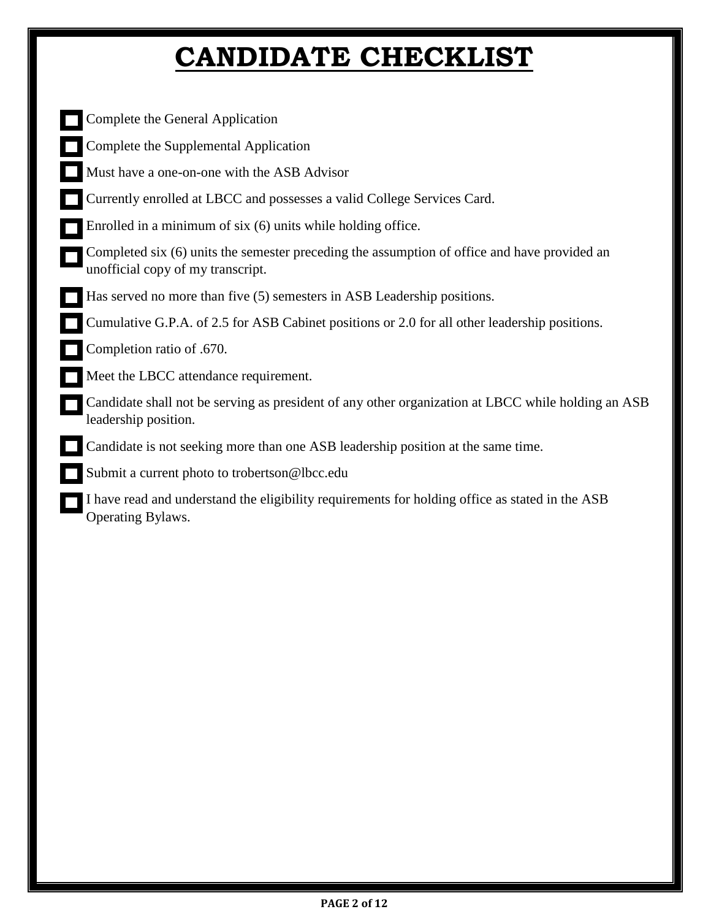# CANDIDATE CHECKLIST

- [ ] Complete the General Application
- [ ] Complete the Supplemental Application
- [ ] Must have a one-on-one with the ASB Advisor
- [ ] Currently enrolled at LBCC and possesses a valid College Services Card.
- [ ] Enrolled in a minimum of six (6) units while holding office.
- [ ] Completed six (6) units the semester preceding the assumption of office and have provided an unofficial copy of my transcript.
- [ ] Has served no more than five (5) semesters in ASB Leadership positions.
- [ ] Cumulative G.P.A. of 2.5 for ASB Cabinet positions or 2.0 for all other leadership positions.
- [ ] Completion ratio of .670.
- [ ] Meet the LBCC attendance requirement.
- [ ] Candidate shall not be serving as president of any other organization at LBCC while holding an ASB leadership position.
- [ ] Candidate is not seeking more than one ASB leadership position at the same time.
- [ ] Submit a current photo to trobertson@lbcc.edu
- [ ] I have read and understand the eligibility requirements for holding office as stated in the ASB Operating Bylaws.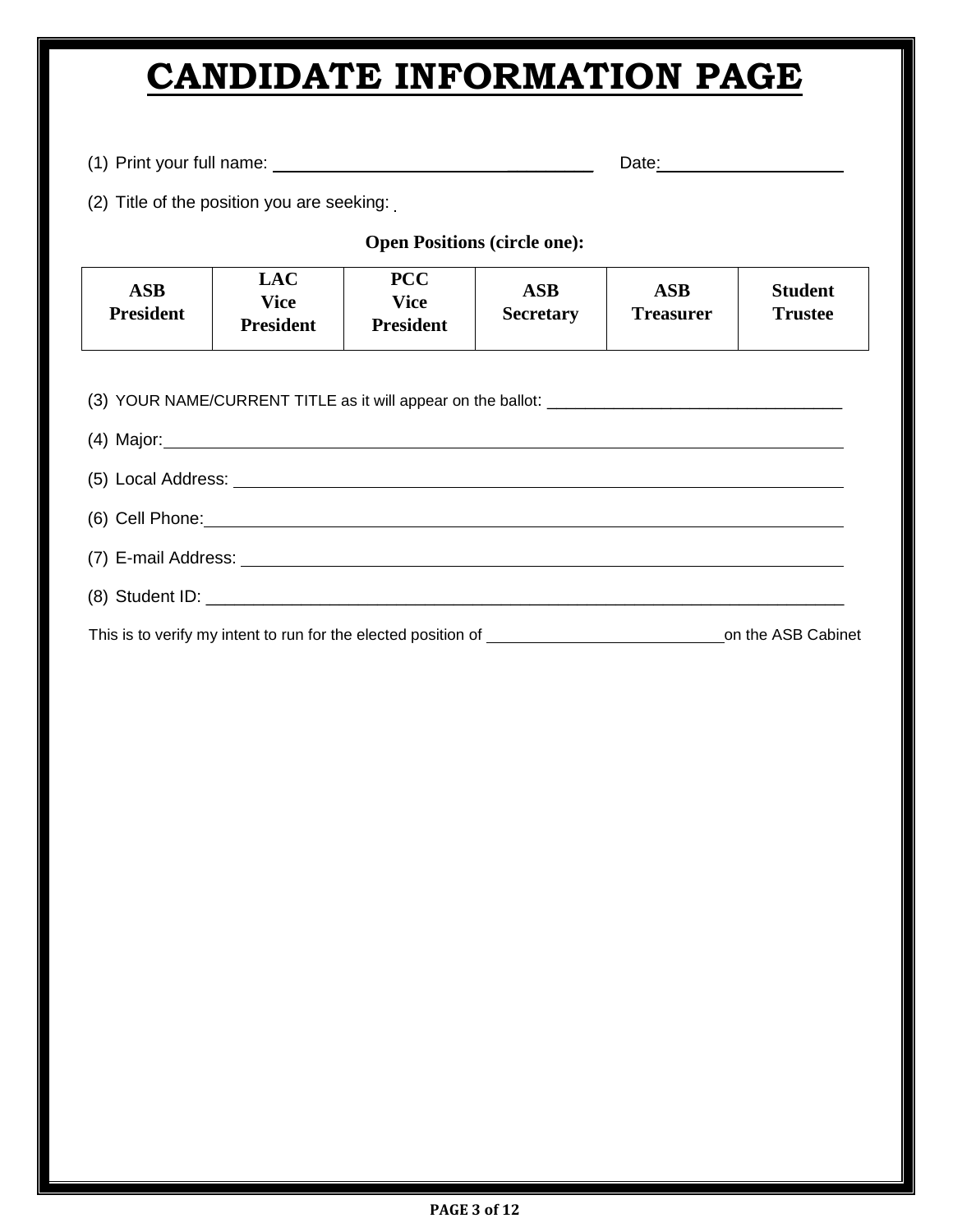# CANDIDATE INFORMATION PAGE

(1) Print your full name: ______________________________ Date:____________________

(2) Title of the position you are seeking:

**Open Positions (circle one):**

| ASB President | LAC Vice President | PCC Vice President | ASB Secretary | ASB Treasurer | Student Trustee |
|---|---|---|---|---|---|

(3) YOUR NAME/CURRENT TITLE as it will appear on the ballot: ________________________________

(4) Major:____________________________________________________________________

(5) Local Address: _____________________________________________________________

(6) Cell Phone:_________________________________________________________________

(7) E-mail Address: _____________________________________________________________

(8) Student ID: ________________________________________________________________

This is to verify my intent to run for the elected position of ___________________________on the ASB Cabinet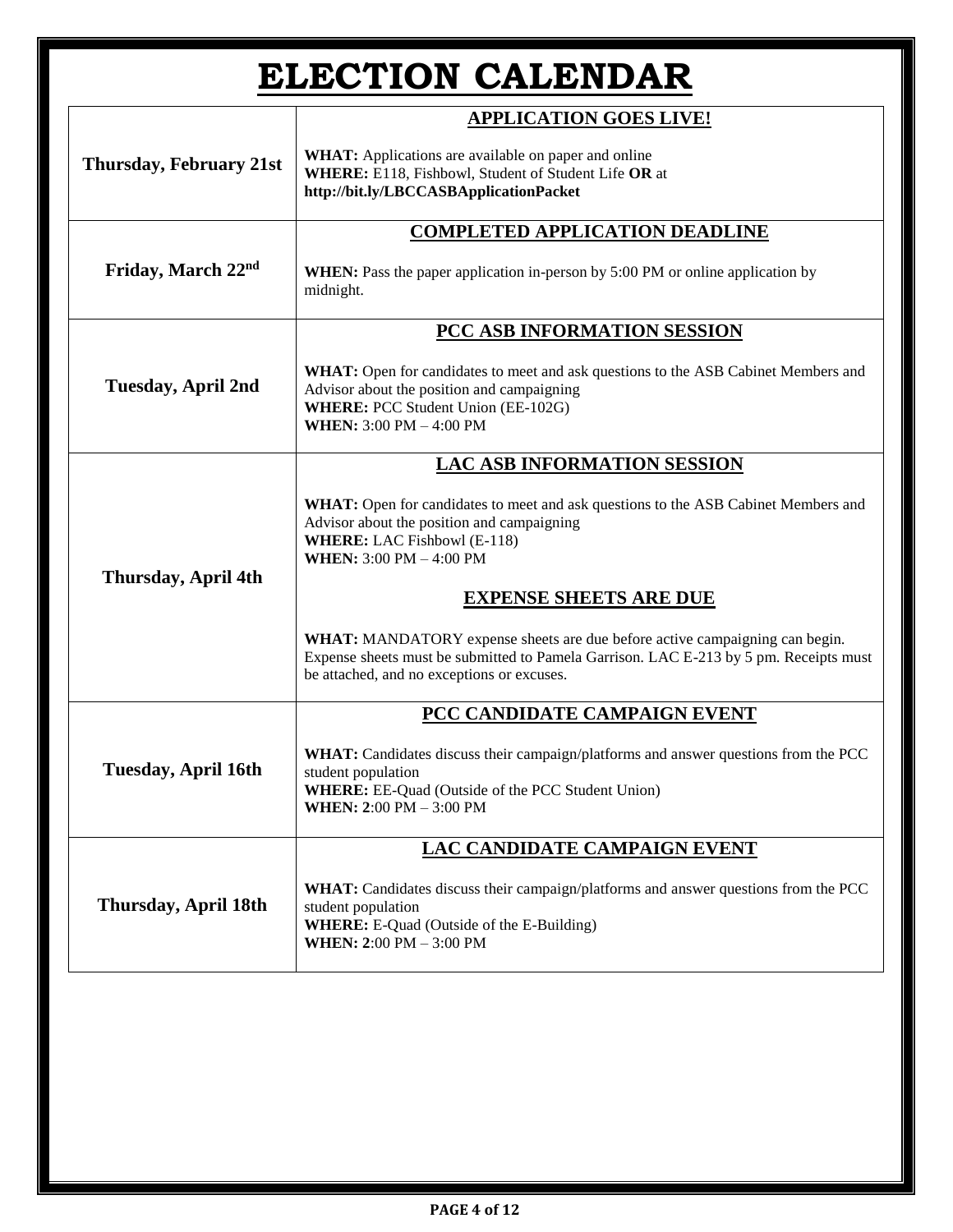# ELECTION CALENDAR

| | |
|---|---|
| **Thursday, February 21st** | **APPLICATION GOES LIVE!**<br><br>**WHAT:** Applications are available on paper and online<br>**WHERE:** E118, Fishbowl, Student of Student Life **OR** at **http://bit.ly/LBCCASBApplicationPacket** |
| **Friday, March 22nd** | **COMPLETED APPLICATION DEADLINE**<br><br>**WHEN:** Pass the paper application in-person by 5:00 PM or online application by midnight. |
| **Tuesday, April 2nd** | **PCC ASB INFORMATION SESSION**<br><br>**WHAT:** Open for candidates to meet and ask questions to the ASB Cabinet Members and Advisor about the position and campaigning<br>**WHERE:** PCC Student Union (EE-102G)<br>**WHEN:** 3:00 PM – 4:00 PM |
| **Thursday, April 4th** | **LAC ASB INFORMATION SESSION**<br><br>**WHAT:** Open for candidates to meet and ask questions to the ASB Cabinet Members and Advisor about the position and campaigning<br>**WHERE:** LAC Fishbowl (E-118)<br>**WHEN:** 3:00 PM – 4:00 PM<br><br>**EXPENSE SHEETS ARE DUE**<br><br>**WHAT:** MANDATORY expense sheets are due before active campaigning can begin. Expense sheets must be submitted to Pamela Garrison. LAC E-213 by 5 pm. Receipts must be attached, and no exceptions or excuses. |
| **Tuesday, April 16th** | **PCC CANDIDATE CAMPAIGN EVENT**<br><br>**WHAT:** Candidates discuss their campaign/platforms and answer questions from the PCC student population<br>**WHERE:** EE-Quad (Outside of the PCC Student Union)<br>**WHEN: 2**:00 PM – 3:00 PM |
| **Thursday, April 18th** | **LAC CANDIDATE CAMPAIGN EVENT**<br><br>**WHAT:** Candidates discuss their campaign/platforms and answer questions from the PCC student population<br>**WHERE:** E-Quad (Outside of the E-Building)<br>**WHEN: 2**:00 PM – 3:00 PM |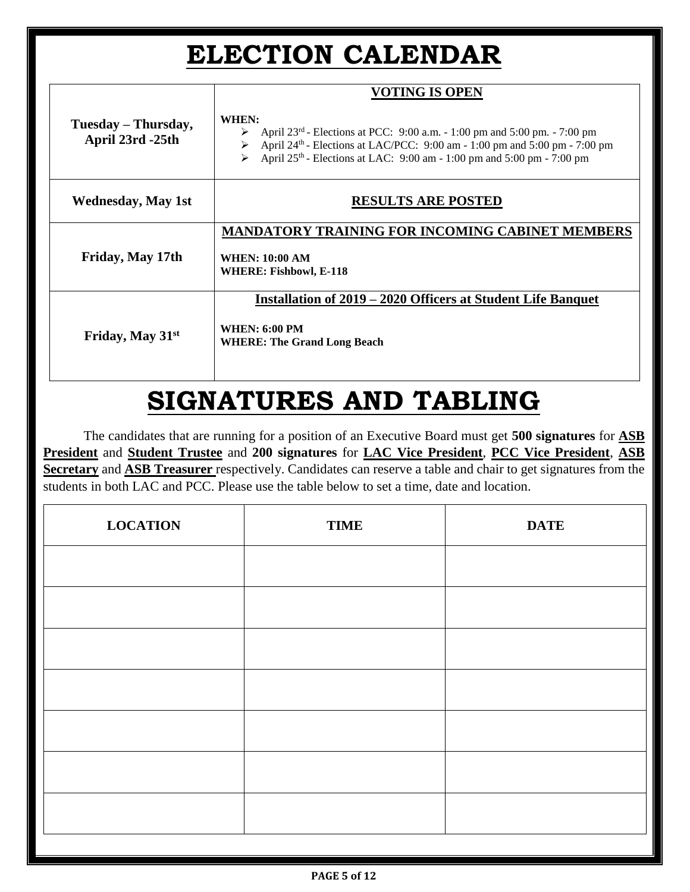# ELECTION CALENDAR

| | |
|---|---|
| **Tuesday – Thursday, April 23rd -25th** | **VOTING IS OPEN**<br><br>**WHEN:**<br>➢ April 23rd - Elections at PCC: 9:00 a.m. - 1:00 pm and 5:00 pm. - 7:00 pm<br>➢ April 24th - Elections at LAC/PCC: 9:00 am - 1:00 pm and 5:00 pm - 7:00 pm<br>➢ April 25th - Elections at LAC: 9:00 am - 1:00 pm and 5:00 pm - 7:00 pm |
| **Wednesday, May 1st** | **RESULTS ARE POSTED** |
| **Friday, May 17th** | **MANDATORY TRAINING FOR INCOMING CABINET MEMBERS**<br><br>**WHEN: 10:00 AM**<br>**WHERE: Fishbowl, E-118** |
| **Friday, May 31st** | **Installation of 2019 – 2020 Officers at Student Life Banquet**<br><br>**WHEN: 6:00 PM**<br>**WHERE: The Grand Long Beach** |

# SIGNATURES AND TABLING

The candidates that are running for a position of an Executive Board must get **500 signatures** for **ASB President** and **Student Trustee** and **200 signatures** for **LAC Vice President**, **PCC Vice President**, **ASB Secretary** and **ASB Treasurer** respectively. Candidates can reserve a table and chair to get signatures from the students in both LAC and PCC. Please use the table below to set a time, date and location.

| LOCATION | TIME | DATE |
|---|---|---|
| | | |
| | | |
| | | |
| | | |
| | | |
| | | |
| | | |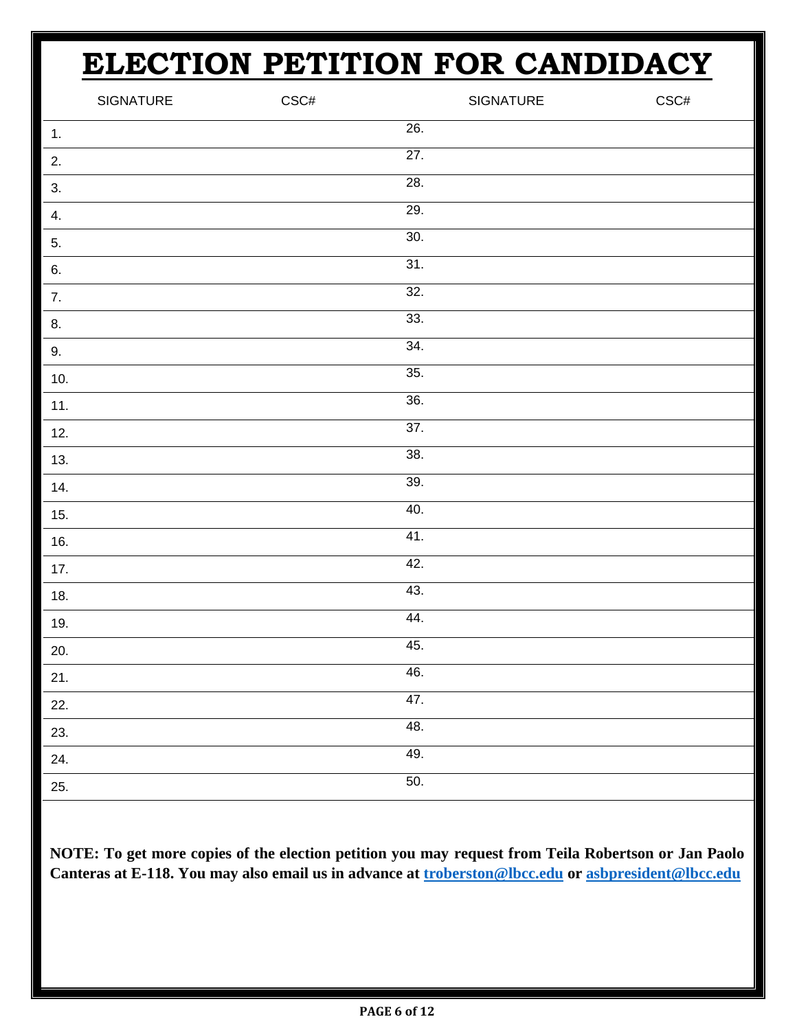# ELECTION PETITION FOR CANDIDACY

| SIGNATURE | CSC# | SIGNATURE | CSC# |
|---|---|---|---|
| 1. | | 26. | |
| 2. | | 27. | |
| 3. | | 28. | |
| 4. | | 29. | |
| 5. | | 30. | |
| 6. | | 31. | |
| 7. | | 32. | |
| 8. | | 33. | |
| 9. | | 34. | |
| 10. | | 35. | |
| 11. | | 36. | |
| 12. | | 37. | |
| 13. | | 38. | |
| 14. | | 39. | |
| 15. | | 40. | |
| 16. | | 41. | |
| 17. | | 42. | |
| 18. | | 43. | |
| 19. | | 44. | |
| 20. | | 45. | |
| 21. | | 46. | |
| 22. | | 47. | |
| 23. | | 48. | |
| 24. | | 49. | |
| 25. | | 50. | |

**NOTE: To get more copies of the election petition you may request from Teila Robertson or Jan Paolo Canteras at E-118. You may also email us in advance at troberston@lbcc.edu or asbpresident@lbcc.edu**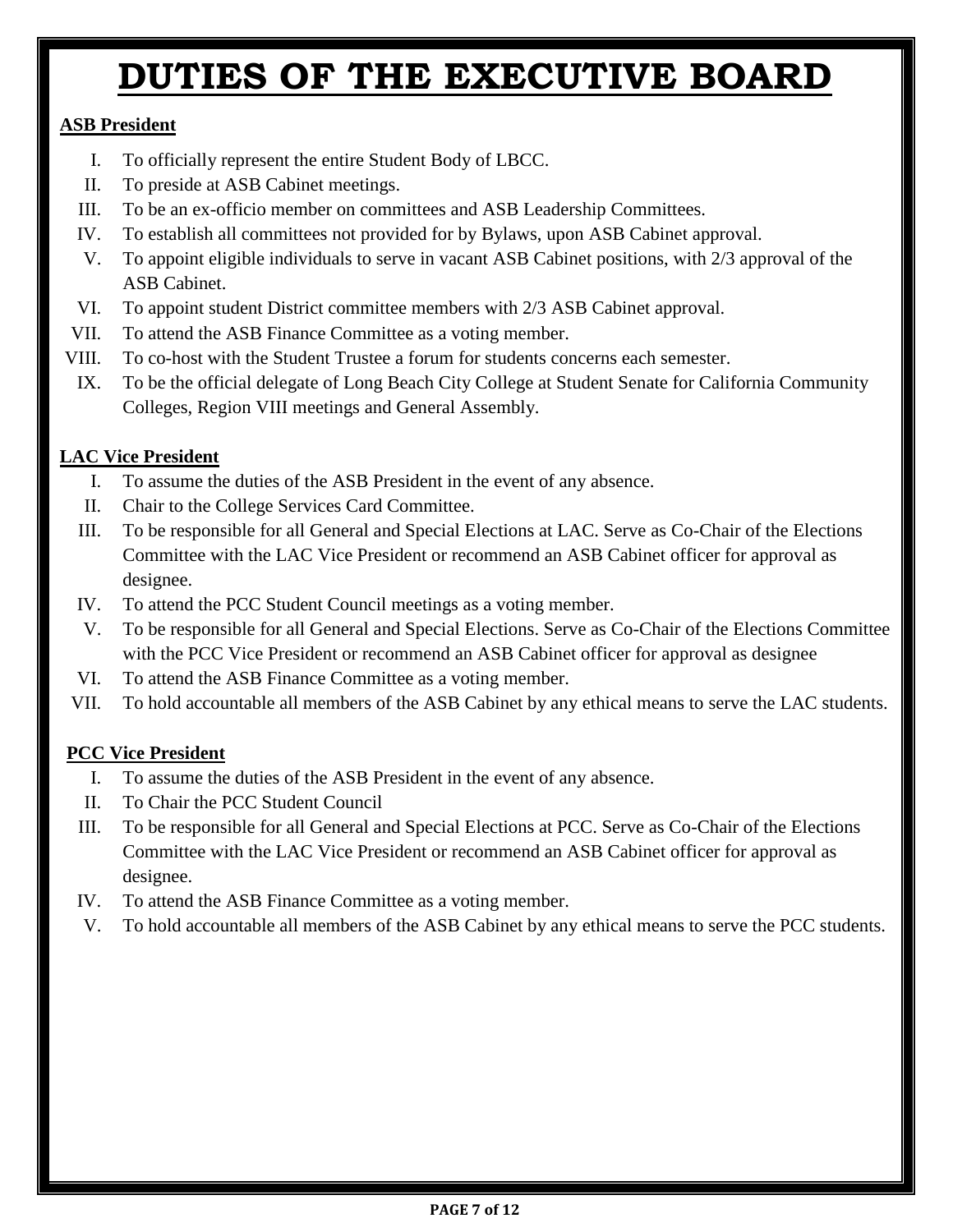# DUTIES OF THE EXECUTIVE BOARD

**ASB President**

I. To officially represent the entire Student Body of LBCC.
II. To preside at ASB Cabinet meetings.
III. To be an ex-officio member on committees and ASB Leadership Committees.
IV. To establish all committees not provided for by Bylaws, upon ASB Cabinet approval.
V. To appoint eligible individuals to serve in vacant ASB Cabinet positions, with 2/3 approval of the ASB Cabinet.
VI. To appoint student District committee members with 2/3 ASB Cabinet approval.
VII. To attend the ASB Finance Committee as a voting member.
VIII. To co-host with the Student Trustee a forum for students concerns each semester.
IX. To be the official delegate of Long Beach City College at Student Senate for California Community Colleges, Region VIII meetings and General Assembly.

**LAC Vice President**

I. To assume the duties of the ASB President in the event of any absence.
II. Chair to the College Services Card Committee.
III. To be responsible for all General and Special Elections at LAC. Serve as Co-Chair of the Elections Committee with the LAC Vice President or recommend an ASB Cabinet officer for approval as designee.
IV. To attend the PCC Student Council meetings as a voting member.
V. To be responsible for all General and Special Elections. Serve as Co-Chair of the Elections Committee with the PCC Vice President or recommend an ASB Cabinet officer for approval as designee
VI. To attend the ASB Finance Committee as a voting member.
VII. To hold accountable all members of the ASB Cabinet by any ethical means to serve the LAC students.

**PCC Vice President**

I. To assume the duties of the ASB President in the event of any absence.
II. To Chair the PCC Student Council
III. To be responsible for all General and Special Elections at PCC. Serve as Co-Chair of the Elections Committee with the LAC Vice President or recommend an ASB Cabinet officer for approval as designee.
IV. To attend the ASB Finance Committee as a voting member.
V. To hold accountable all members of the ASB Cabinet by any ethical means to serve the PCC students.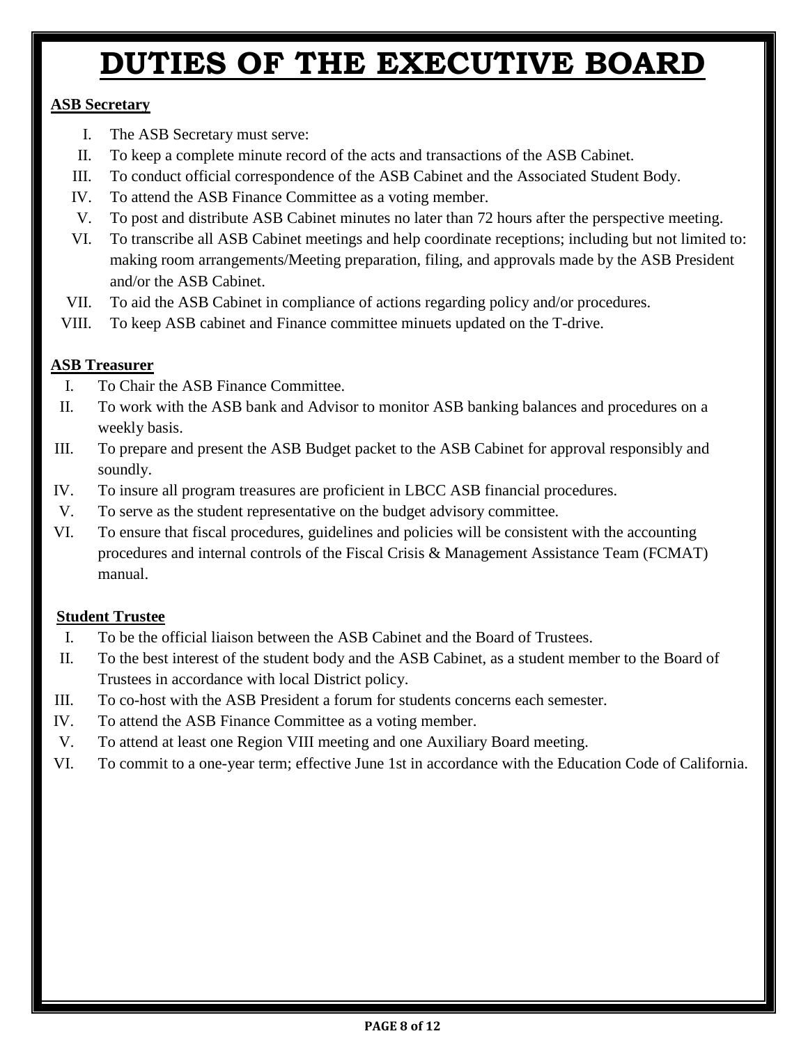# DUTIES OF THE EXECUTIVE BOARD

**ASB Secretary**

I. The ASB Secretary must serve:
II. To keep a complete minute record of the acts and transactions of the ASB Cabinet.
III. To conduct official correspondence of the ASB Cabinet and the Associated Student Body.
IV. To attend the ASB Finance Committee as a voting member.
V. To post and distribute ASB Cabinet minutes no later than 72 hours after the perspective meeting.
VI. To transcribe all ASB Cabinet meetings and help coordinate receptions; including but not limited to: making room arrangements/Meeting preparation, filing, and approvals made by the ASB President and/or the ASB Cabinet.
VII. To aid the ASB Cabinet in compliance of actions regarding policy and/or procedures.
VIII. To keep ASB cabinet and Finance committee minuets updated on the T-drive.

**ASB Treasurer**

I. To Chair the ASB Finance Committee.
II. To work with the ASB bank and Advisor to monitor ASB banking balances and procedures on a weekly basis.
III. To prepare and present the ASB Budget packet to the ASB Cabinet for approval responsibly and soundly.
IV. To insure all program treasures are proficient in LBCC ASB financial procedures.
V. To serve as the student representative on the budget advisory committee.
VI. To ensure that fiscal procedures, guidelines and policies will be consistent with the accounting procedures and internal controls of the Fiscal Crisis & Management Assistance Team (FCMAT) manual.

**Student Trustee**

I. To be the official liaison between the ASB Cabinet and the Board of Trustees.
II. To the best interest of the student body and the ASB Cabinet, as a student member to the Board of Trustees in accordance with local District policy.
III. To co-host with the ASB President a forum for students concerns each semester.
IV. To attend the ASB Finance Committee as a voting member.
V. To attend at least one Region VIII meeting and one Auxiliary Board meeting.
VI. To commit to a one-year term; effective June 1st in accordance with the Education Code of California.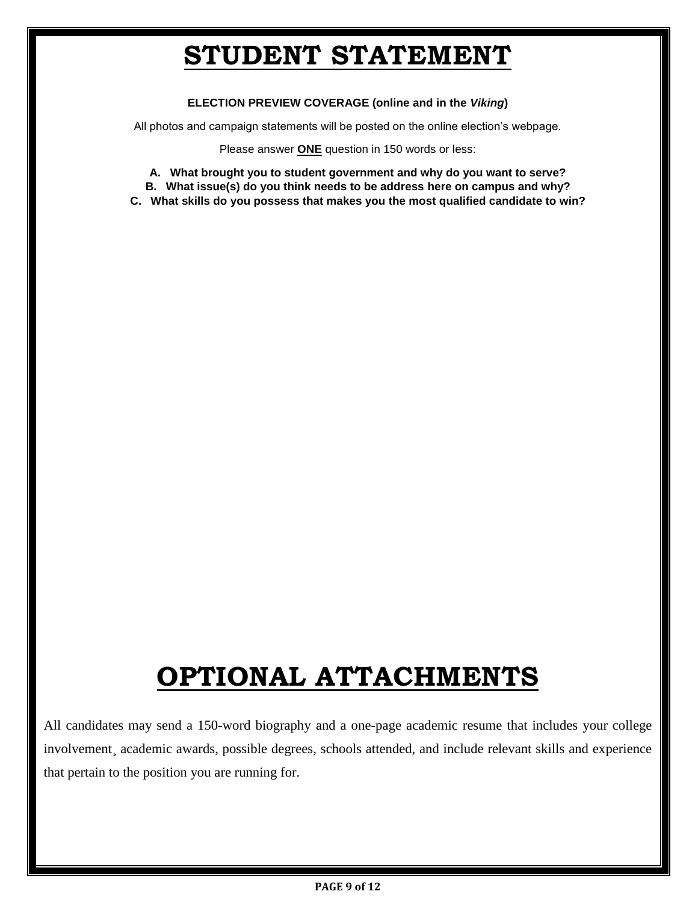# STUDENT STATEMENT

**ELECTION PREVIEW COVERAGE (online and in the *Viking*)**

All photos and campaign statements will be posted on the online election's webpage.

Please answer **ONE** question in 150 words or less:

**A. What brought you to student government and why do you want to serve?**
**B. What issue(s) do you think needs to be address here on campus and why?**
**C. What skills do you possess that makes you the most qualified candidate to win?**

# OPTIONAL ATTACHMENTS

All candidates may send a 150-word biography and a one-page academic resume that includes your college involvement¸ academic awards, possible degrees, schools attended, and include relevant skills and experience that pertain to the position you are running for.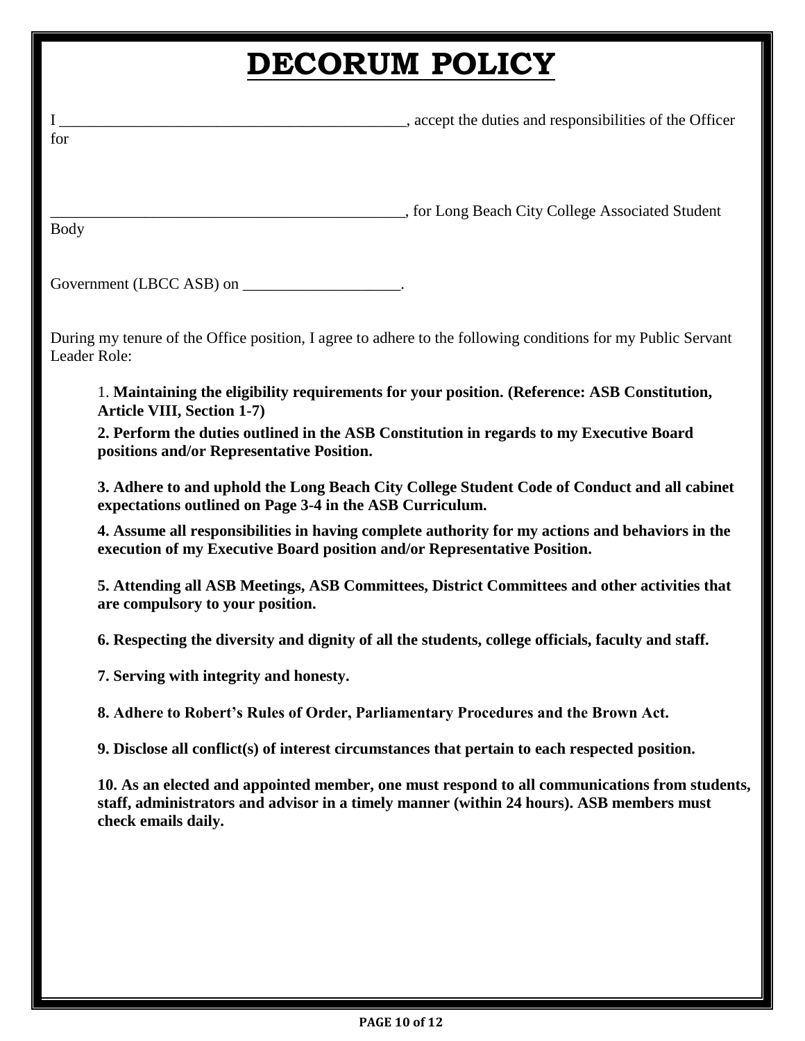# **DECORUM POLICY**

I _____________________________________________, accept the duties and responsibilities of the Officer for

_______________________________________________, for Long Beach City College Associated Student Body

Government (LBCC ASB) on ____________________.

During my tenure of the Office position, I agree to adhere to the following conditions for my Public Servant Leader Role:

1. **Maintaining the eligibility requirements for your position. (Reference: ASB Constitution, Article VIII, Section 1-7)**

**2. Perform the duties outlined in the ASB Constitution in regards to my Executive Board positions and/or Representative Position.**

**3. Adhere to and uphold the Long Beach City College Student Code of Conduct and all cabinet expectations outlined on Page 3-4 in the ASB Curriculum.**

**4. Assume all responsibilities in having complete authority for my actions and behaviors in the execution of my Executive Board position and/or Representative Position.**

**5. Attending all ASB Meetings, ASB Committees, District Committees and other activities that are compulsory to your position.**

**6. Respecting the diversity and dignity of all the students, college officials, faculty and staff.**

**7. Serving with integrity and honesty.**

**8. Adhere to Robert's Rules of Order, Parliamentary Procedures and the Brown Act.**

**9. Disclose all conflict(s) of interest circumstances that pertain to each respected position.**

**10. As an elected and appointed member, one must respond to all communications from students, staff, administrators and advisor in a timely manner (within 24 hours). ASB members must check emails daily.**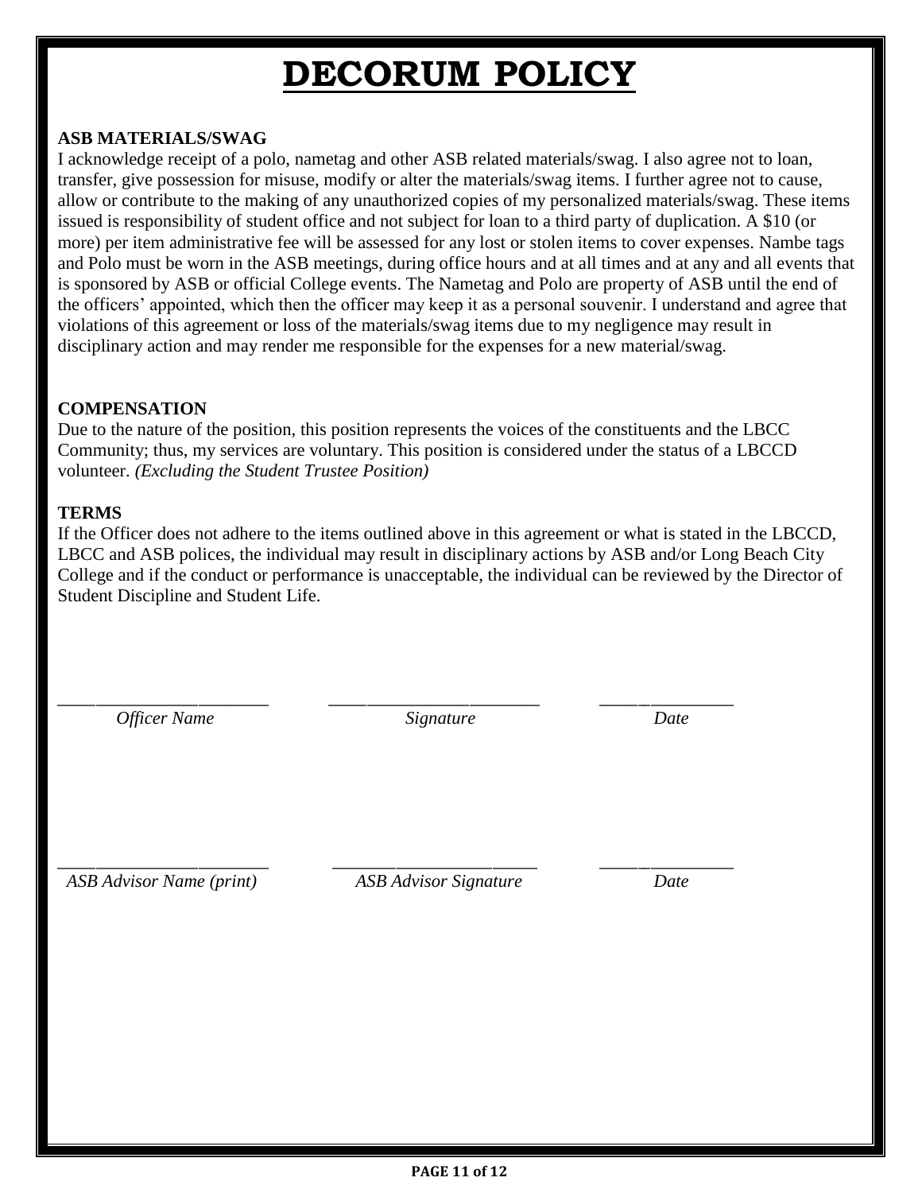# DECORUM POLICY

**ASB MATERIALS/SWAG**

I acknowledge receipt of a polo, nametag and other ASB related materials/swag. I also agree not to loan, transfer, give possession for misuse, modify or alter the materials/swag items. I further agree not to cause, allow or contribute to the making of any unauthorized copies of my personalized materials/swag. These items issued is responsibility of student office and not subject for loan to a third party of duplication. A $10 (or more) per item administrative fee will be assessed for any lost or stolen items to cover expenses. Nambe tags and Polo must be worn in the ASB meetings, during office hours and at all times and at any and all events that is sponsored by ASB or official College events. The Nametag and Polo are property of ASB until the end of the officers' appointed, which then the officer may keep it as a personal souvenir. I understand and agree that violations of this agreement or loss of the materials/swag items due to my negligence may result in disciplinary action and may render me responsible for the expenses for a new material/swag.

**COMPENSATION**

Due to the nature of the position, this position represents the voices of the constituents and the LBCC Community; thus, my services are voluntary. This position is considered under the status of a LBCCD volunteer. *(Excluding the Student Trustee Position)*

**TERMS**

If the Officer does not adhere to the items outlined above in this agreement or what is stated in the LBCCD, LBCC and ASB polices, the individual may result in disciplinary actions by ASB and/or Long Beach City College and if the conduct or performance is unacceptable, the individual can be reviewed by the Director of Student Discipline and Student Life.

| ______________________ | ______________________ | ______________ |
|---|---|---|
| *Officer Name* | *Signature* | *Date* |

| ______________________ | ______________________ | ______________ |
|---|---|---|
| *ASB Advisor Name (print)* | *ASB Advisor Signature* | *Date* |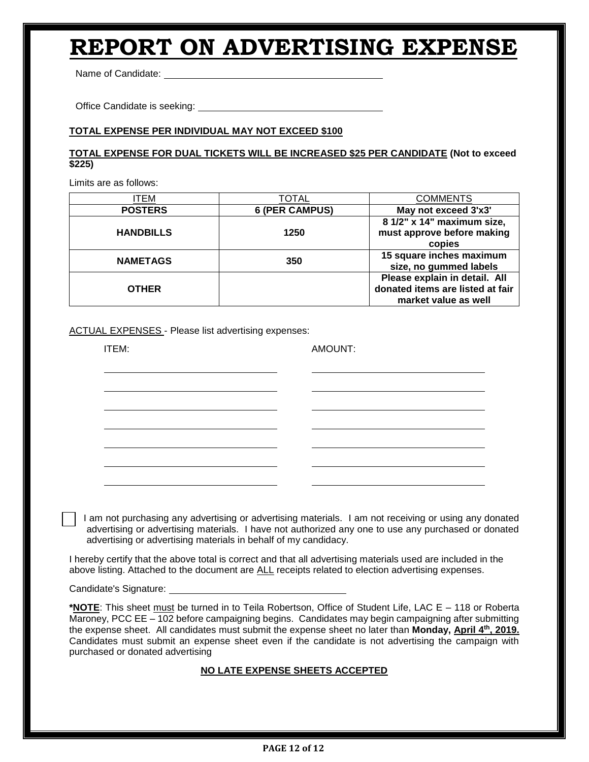# REPORT ON ADVERTISING EXPENSE

Name of Candidate: ______________________________

Office Candidate is seeking: ______________________________

**TOTAL EXPENSE PER INDIVIDUAL MAY NOT EXCEED $100**

**TOTAL EXPENSE FOR DUAL TICKETS WILL BE INCREASED $25 PER CANDIDATE (Not to exceed $225)**

Limits are as follows:

| ITEM | TOTAL | COMMENTS |
|---|---|---|
| **POSTERS** | **6 (PER CAMPUS)** | **May not exceed 3'x3'** |
| **HANDBILLS** | **1250** | **8 1/2" x 14" maximum size, must approve before making copies** |
| **NAMETAGS** | **350** | **15 square inches maximum size, no gummed labels** |
| **OTHER** | | **Please explain in detail. All donated items are listed at fair market value as well** |

ACTUAL EXPENSES - Please list advertising expenses:

| ITEM: | AMOUNT: |
|---|---|
| | |
| | |
| | |
| | |
| | |
| | |
| | |

☐ I am not purchasing any advertising or advertising materials. I am not receiving or using any donated advertising or advertising materials. I have not authorized any one to use any purchased or donated advertising or advertising materials in behalf of my candidacy.

I hereby certify that the above total is correct and that all advertising materials used are included in the above listing. Attached to the document are ALL receipts related to election advertising expenses.

Candidate's Signature: ______________________________

***NOTE**: This sheet must be turned in to Teila Robertson, Office of Student Life, LAC E – 118 or Roberta Maroney, PCC EE – 102 before campaigning begins. Candidates may begin campaigning after submitting the expense sheet. All candidates must submit the expense sheet no later than **Monday, April 4th, 2019.** Candidates must submit an expense sheet even if the candidate is not advertising the campaign with purchased or donated advertising

**NO LATE EXPENSE SHEETS ACCEPTED**